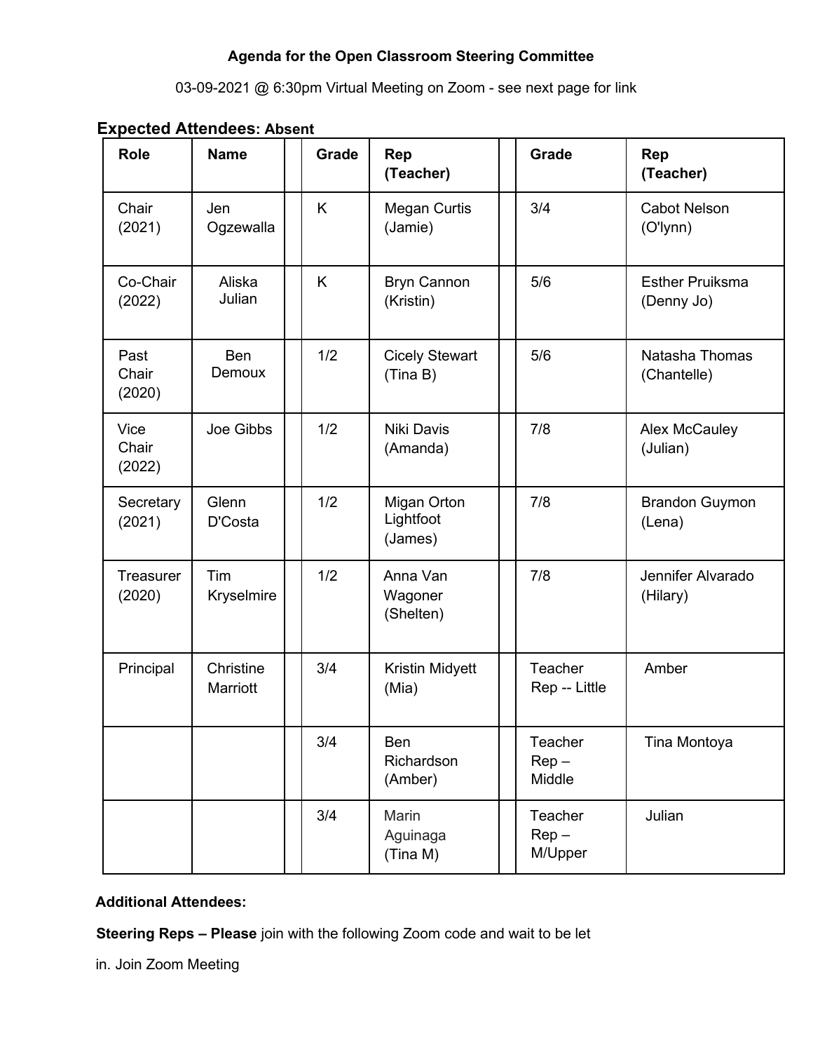**Agenda for the Open Classroom Steering Committee**

03-09-2021 @ 6:30pm Virtual Meeting on Zoom - see next page for link

### Expected Attendees: **Absent**

| Role | Name | | Grade | Rep (Teacher) | | Grade | Rep (Teacher) |
|---|---|---|---|---|---|---|---|
| Chair (2021) | Jen Ogzewalla | | K | Megan Curtis (Jamie) | | 3/4 | Cabot Nelson (O'lynn) |
| Co-Chair (2022) | Aliska Julian | | K | Bryn Cannon (Kristin) | | 5/6 | Esther Pruiksma (Denny Jo) |
| Past Chair (2020) | Ben Demoux | | 1/2 | Cicely Stewart (Tina B) | | 5/6 | Natasha Thomas (Chantelle) |
| Vice Chair (2022) | Joe Gibbs | | 1/2 | Niki Davis (Amanda) | | 7/8 | Alex McCauley (Julian) |
| Secretary (2021) | Glenn D'Costa | | 1/2 | Migan Orton Lightfoot (James) | | 7/8 | Brandon Guymon (Lena) |
| Treasurer (2020) | Tim Kryselmire | | 1/2 | Anna Van Wagoner (Shelten) | | 7/8 | Jennifer Alvarado (Hilary) |
| Principal | Christine Marriott | | 3/4 | Kristin Midyett (Mia) | | Teacher Rep -- Little | Amber |
| | | | 3/4 | Ben Richardson (Amber) | | Teacher Rep – Middle | Tina Montoya |
| | | | 3/4 | Marin Aguinaga (Tina M) | | Teacher Rep – M/Upper | Julian |

**Additional Attendees:**

**Steering Reps – Please** join with the following Zoom code and wait to be let

in. Join Zoom Meeting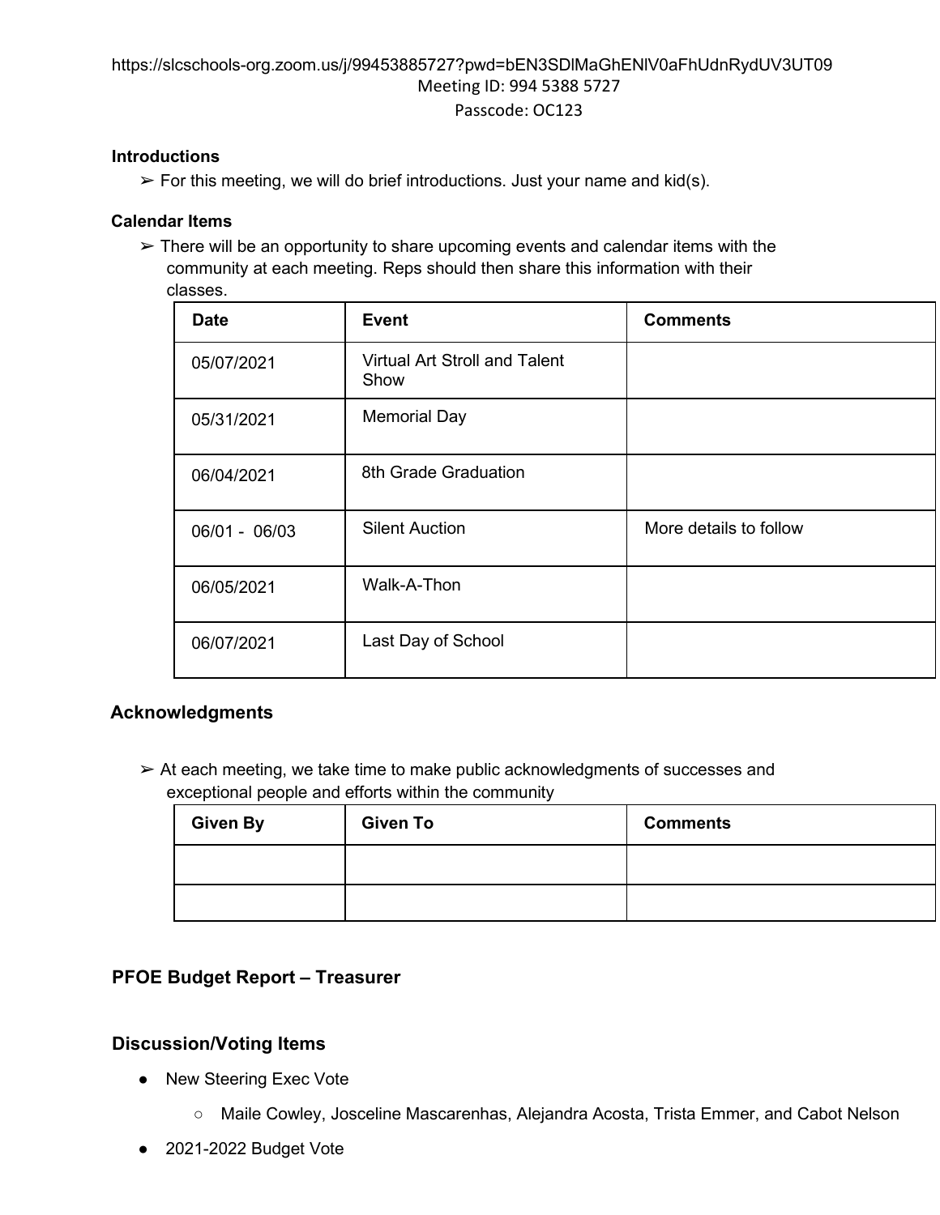https://slcschools-org.zoom.us/j/99453885727?pwd=bEN3SDlMaGhENlV0aFhUdnRydUV3UT09

Meeting ID: 994 5388 5727

Passcode: OC123

**Introductions**

➢ For this meeting, we will do brief introductions. Just your name and kid(s).

**Calendar Items**

➢ There will be an opportunity to share upcoming events and calendar items with the community at each meeting. Reps should then share this information with their classes.

| Date | Event | Comments |
|---|---|---|
| 05/07/2021 | Virtual Art Stroll and Talent Show | |
| 05/31/2021 | Memorial Day | |
| 06/04/2021 | 8th Grade Graduation | |
| 06/01 - 06/03 | Silent Auction | More details to follow |
| 06/05/2021 | Walk-A-Thon | |
| 06/07/2021 | Last Day of School | |

## Acknowledgments

➢ At each meeting, we take time to make public acknowledgments of successes and exceptional people and efforts within the community

| Given By | Given To | Comments |
|---|---|---|
| | | |
| | | |

## PFOE Budget Report – Treasurer

## Discussion/Voting Items

- New Steering Exec Vote
  - Maile Cowley, Josceline Mascarenhas, Alejandra Acosta, Trista Emmer, and Cabot Nelson
- 2021-2022 Budget Vote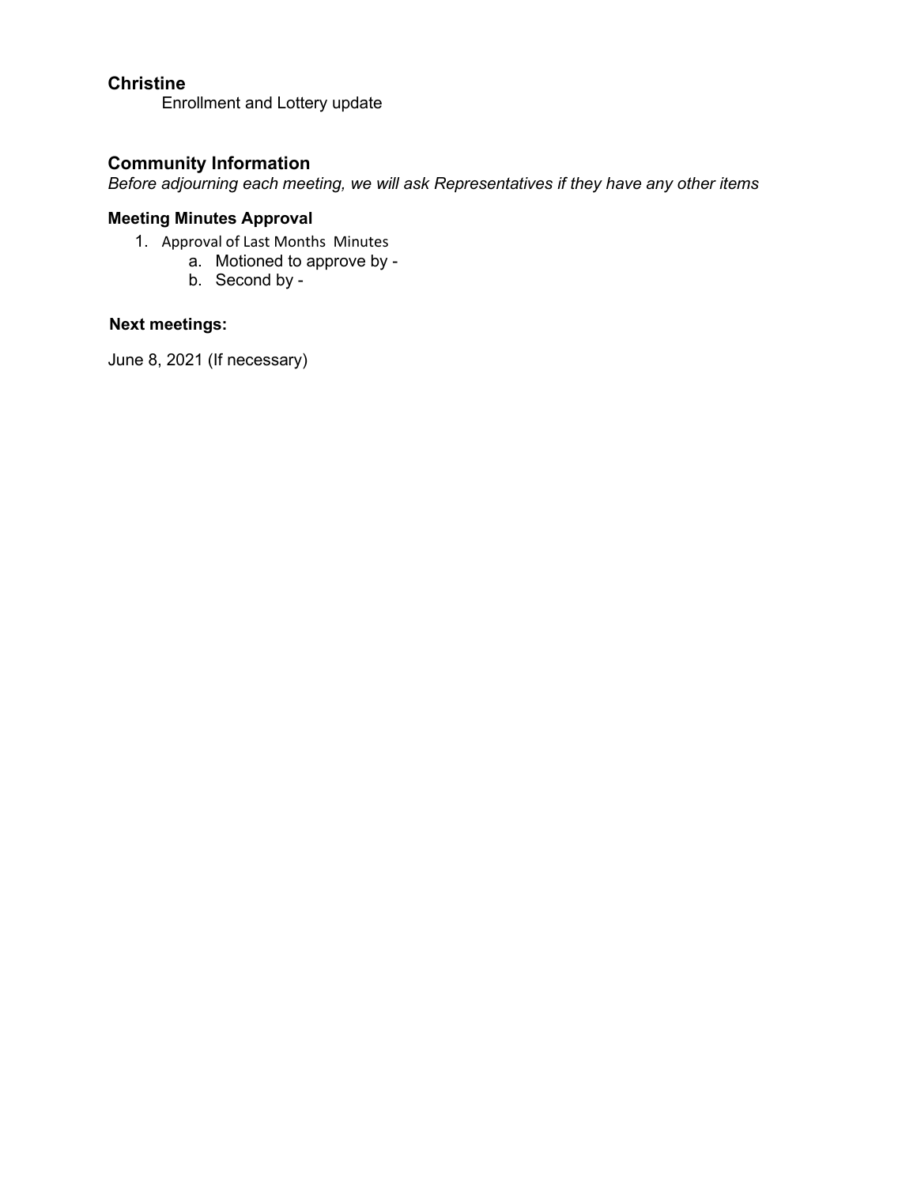### Christine

Enrollment and Lottery update

### Community Information

*Before adjourning each meeting, we will ask Representatives if they have any other items*

#### Meeting Minutes Approval

1. Approval of Last Months  Minutes
    a. Motioned to approve by -
    b. Second by -

#### Next meetings:

June 8, 2021 (If necessary)